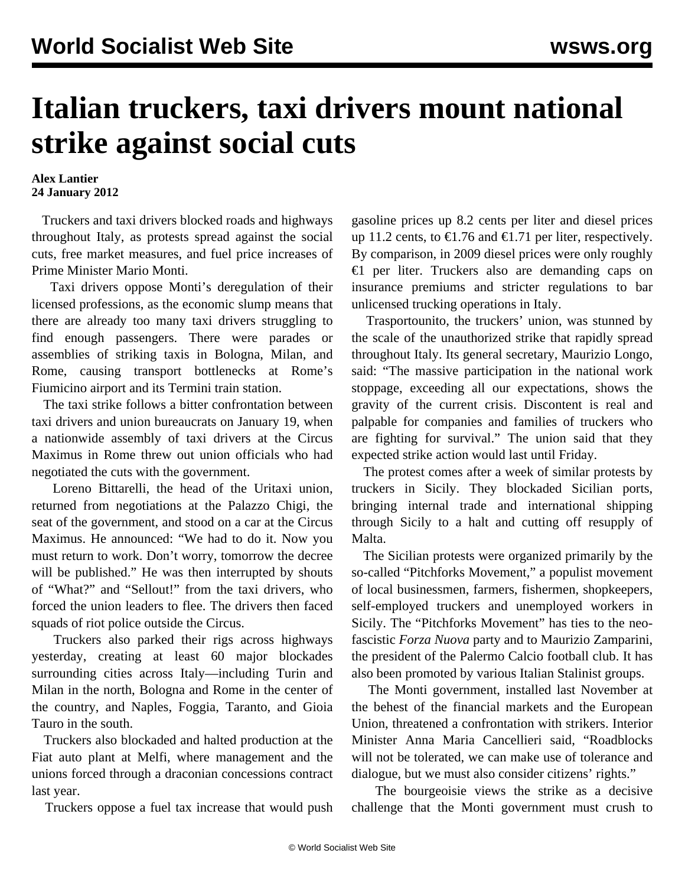# Italian truckers, taxi drivers mount national strike against social cuts

**Alex Lantier**
**24 January 2012**

Truckers and taxi drivers blocked roads and highways throughout Italy, as protests spread against the social cuts, free market measures, and fuel price increases of Prime Minister Mario Monti.

Taxi drivers oppose Monti's deregulation of their licensed professions, as the economic slump means that there are already too many taxi drivers struggling to find enough passengers. There were parades or assemblies of striking taxis in Bologna, Milan, and Rome, causing transport bottlenecks at Rome's Fiumicino airport and its Termini train station.

The taxi strike follows a bitter confrontation between taxi drivers and union bureaucrats on January 19, when a nationwide assembly of taxi drivers at the Circus Maximus in Rome threw out union officials who had negotiated the cuts with the government.

Loreno Bittarelli, the head of the Uritaxi union, returned from negotiations at the Palazzo Chigi, the seat of the government, and stood on a car at the Circus Maximus. He announced: "We had to do it. Now you must return to work. Don't worry, tomorrow the decree will be published." He was then interrupted by shouts of "What?" and "Sellout!" from the taxi drivers, who forced the union leaders to flee. The drivers then faced squads of riot police outside the Circus.

Truckers also parked their rigs across highways yesterday, creating at least 60 major blockades surrounding cities across Italy—including Turin and Milan in the north, Bologna and Rome in the center of the country, and Naples, Foggia, Taranto, and Gioia Tauro in the south.

Truckers also blockaded and halted production at the Fiat auto plant at Melfi, where management and the unions forced through a draconian concessions contract last year.

Truckers oppose a fuel tax increase that would push gasoline prices up 8.2 cents per liter and diesel prices up 11.2 cents, to €1.76 and €1.71 per liter, respectively. By comparison, in 2009 diesel prices were only roughly €1 per liter. Truckers also are demanding caps on insurance premiums and stricter regulations to bar unlicensed trucking operations in Italy.

Trasportounito, the truckers' union, was stunned by the scale of the unauthorized strike that rapidly spread throughout Italy. Its general secretary, Maurizio Longo, said: "The massive participation in the national work stoppage, exceeding all our expectations, shows the gravity of the current crisis. Discontent is real and palpable for companies and families of truckers who are fighting for survival." The union said that they expected strike action would last until Friday.

The protest comes after a week of similar protests by truckers in Sicily. They blockaded Sicilian ports, bringing internal trade and international shipping through Sicily to a halt and cutting off resupply of Malta.

The Sicilian protests were organized primarily by the so-called "Pitchforks Movement," a populist movement of local businessmen, farmers, fishermen, shopkeepers, self-employed truckers and unemployed workers in Sicily. The "Pitchforks Movement" has ties to the neo-fascistic *Forza Nuova* party and to Maurizio Zamparini, the president of the Palermo Calcio football club. It has also been promoted by various Italian Stalinist groups.

The Monti government, installed last November at the behest of the financial markets and the European Union, threatened a confrontation with strikers. Interior Minister Anna Maria Cancellieri said, "Roadblocks will not be tolerated, we can make use of tolerance and dialogue, but we must also consider citizens' rights."

The bourgeoisie views the strike as a decisive challenge that the Monti government must crush to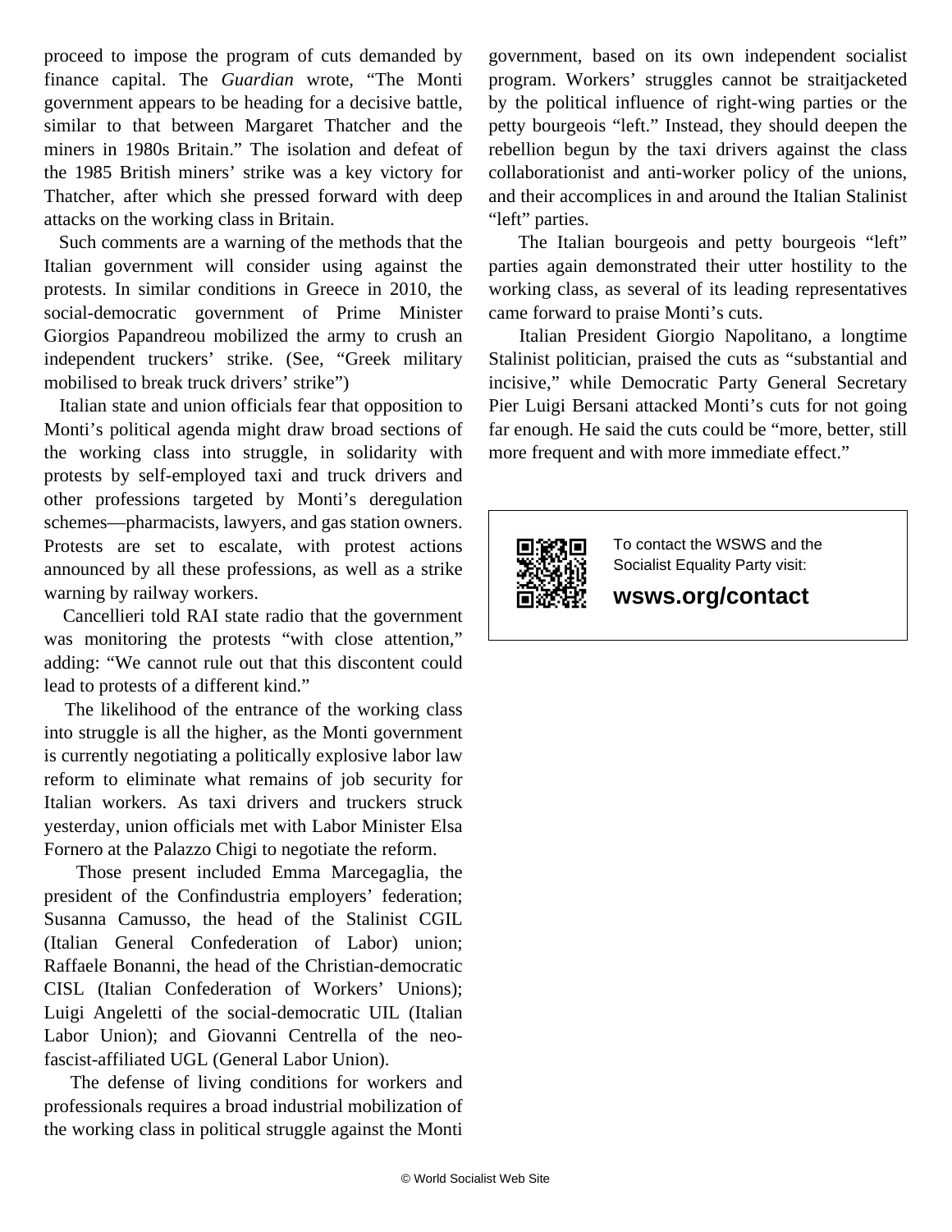proceed to impose the program of cuts demanded by finance capital. The *Guardian* wrote, "The Monti government appears to be heading for a decisive battle, similar to that between Margaret Thatcher and the miners in 1980s Britain." The isolation and defeat of the 1985 British miners' strike was a key victory for Thatcher, after which she pressed forward with deep attacks on the working class in Britain.

Such comments are a warning of the methods that the Italian government will consider using against the protests. In similar conditions in Greece in 2010, the social-democratic government of Prime Minister Giorgios Papandreou mobilized the army to crush an independent truckers' strike. (See, "Greek military mobilised to break truck drivers' strike")

Italian state and union officials fear that opposition to Monti's political agenda might draw broad sections of the working class into struggle, in solidarity with protests by self-employed taxi and truck drivers and other professions targeted by Monti's deregulation schemes—pharmacists, lawyers, and gas station owners. Protests are set to escalate, with protest actions announced by all these professions, as well as a strike warning by railway workers.

Cancellieri told RAI state radio that the government was monitoring the protests "with close attention," adding: "We cannot rule out that this discontent could lead to protests of a different kind."

The likelihood of the entrance of the working class into struggle is all the higher, as the Monti government is currently negotiating a politically explosive labor law reform to eliminate what remains of job security for Italian workers. As taxi drivers and truckers struck yesterday, union officials met with Labor Minister Elsa Fornero at the Palazzo Chigi to negotiate the reform.

Those present included Emma Marcegaglia, the president of the Confindustria employers' federation; Susanna Camusso, the head of the Stalinist CGIL (Italian General Confederation of Labor) union; Raffaele Bonanni, the head of the Christian-democratic CISL (Italian Confederation of Workers' Unions); Luigi Angeletti of the social-democratic UIL (Italian Labor Union); and Giovanni Centrella of the neo-fascist-affiliated UGL (General Labor Union).

The defense of living conditions for workers and professionals requires a broad industrial mobilization of the working class in political struggle against the Monti government, based on its own independent socialist program. Workers' struggles cannot be straitjacketed by the political influence of right-wing parties or the petty bourgeois "left." Instead, they should deepen the rebellion begun by the taxi drivers against the class collaborationist and anti-worker policy of the unions, and their accomplices in and around the Italian Stalinist "left" parties.

The Italian bourgeois and petty bourgeois "left" parties again demonstrated their utter hostility to the working class, as several of its leading representatives came forward to praise Monti's cuts.

Italian President Giorgio Napolitano, a longtime Stalinist politician, praised the cuts as "substantial and incisive," while Democratic Party General Secretary Pier Luigi Bersani attacked Monti's cuts for not going far enough. He said the cuts could be "more, better, still more frequent and with more immediate effect."

To contact the WSWS and the Socialist Equality Party visit:

**wsws.org/contact**